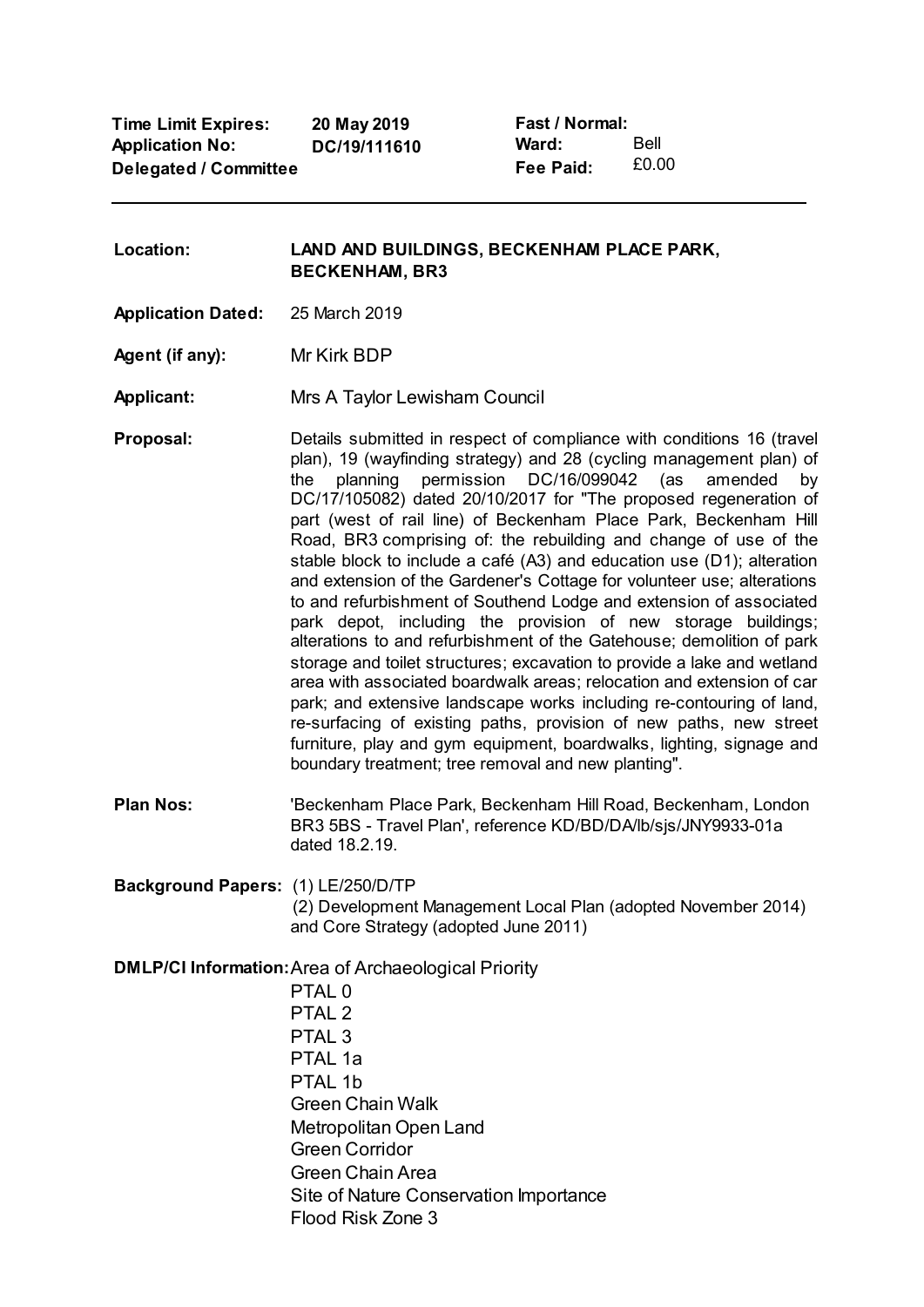| | | | |
|---|---|---|---|
| **Time Limit Expires:** | **20 May 2019** | **Fast / Normal:** | |
| **Application No:** | **DC/19/111610** | **Ward:** | Bell |
| **Delegated / Committee** | | **Fee Paid:** | £0.00 |

---

**Location:** **LAND AND BUILDINGS, BECKENHAM PLACE PARK, BECKENHAM, BR3**

**Application Dated:** 25 March 2019

**Agent (if any):** Mr Kirk BDP

**Applicant:** Mrs A Taylor Lewisham Council

**Proposal:** Details submitted in respect of compliance with conditions 16 (travel plan), 19 (wayfinding strategy) and 28 (cycling management plan) of the planning permission DC/16/099042 (as amended by DC/17/105082) dated 20/10/2017 for "The proposed regeneration of part (west of rail line) of Beckenham Place Park, Beckenham Hill Road, BR3 comprising of: the rebuilding and change of use of the stable block to include a café (A3) and education use (D1); alteration and extension of the Gardener's Cottage for volunteer use; alterations to and refurbishment of Southend Lodge and extension of associated park depot, including the provision of new storage buildings; alterations to and refurbishment of the Gatehouse; demolition of park storage and toilet structures; excavation to provide a lake and wetland area with associated boardwalk areas; relocation and extension of car park; and extensive landscape works including re-contouring of land, re-surfacing of existing paths, provision of new paths, new street furniture, play and gym equipment, boardwalks, lighting, signage and boundary treatment; tree removal and new planting".

**Plan Nos:** 'Beckenham Place Park, Beckenham Hill Road, Beckenham, London BR3 5BS - Travel Plan', reference KD/BD/DA/lb/sjs/JNY9933-01a dated 18.2.19.

**Background Papers:** (1) LE/250/D/TP
(2) Development Management Local Plan (adopted November 2014) and Core Strategy (adopted June 2011)

**DMLP/CI Information:** Area of Archaeological Priority
PTAL 0
PTAL 2
PTAL 3
PTAL 1a
PTAL 1b
Green Chain Walk
Metropolitan Open Land
Green Corridor
Green Chain Area
Site of Nature Conservation Importance
Flood Risk Zone 3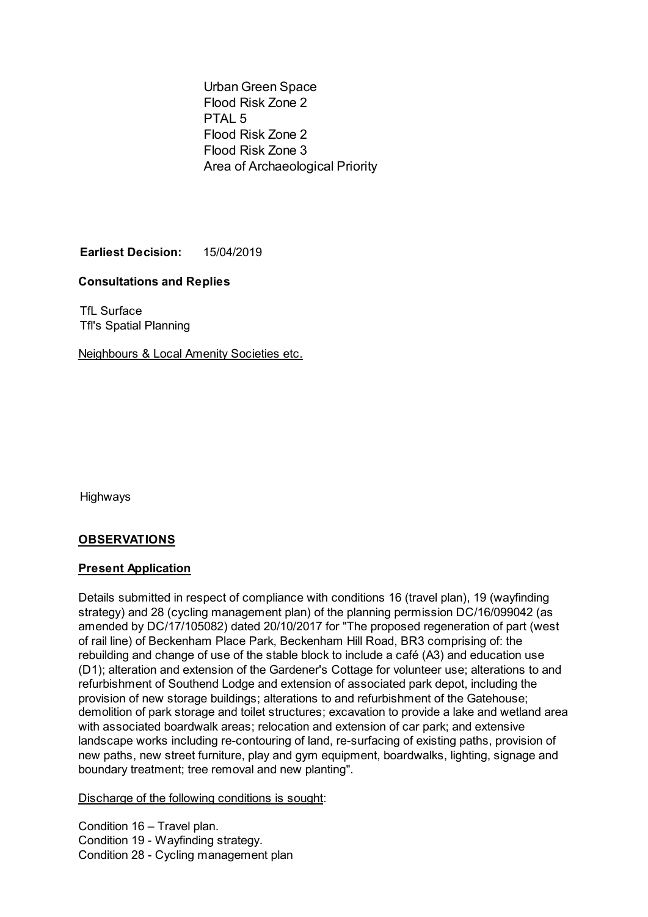Urban Green Space
Flood Risk Zone 2
PTAL 5
Flood Risk Zone 2
Flood Risk Zone 3
Area of Archaeological Priority

**Earliest Decision:** 15/04/2019

**Consultations and Replies**

TfL Surface
Tfl's Spatial Planning

Neighbours & Local Amenity Societies etc.

Highways

**OBSERVATIONS**

**Present Application**

Details submitted in respect of compliance with conditions 16 (travel plan), 19 (wayfinding strategy) and 28 (cycling management plan) of the planning permission DC/16/099042 (as amended by DC/17/105082) dated 20/10/2017 for "The proposed regeneration of part (west of rail line) of Beckenham Place Park, Beckenham Hill Road, BR3 comprising of: the rebuilding and change of use of the stable block to include a café (A3) and education use (D1); alteration and extension of the Gardener's Cottage for volunteer use; alterations to and refurbishment of Southend Lodge and extension of associated park depot, including the provision of new storage buildings; alterations to and refurbishment of the Gatehouse; demolition of park storage and toilet structures; excavation to provide a lake and wetland area with associated boardwalk areas; relocation and extension of car park; and extensive landscape works including re-contouring of land, re-surfacing of existing paths, provision of new paths, new street furniture, play and gym equipment, boardwalks, lighting, signage and boundary treatment; tree removal and new planting".

Discharge of the following conditions is sought:

Condition 16 – Travel plan.
Condition 19 - Wayfinding strategy.
Condition 28 - Cycling management plan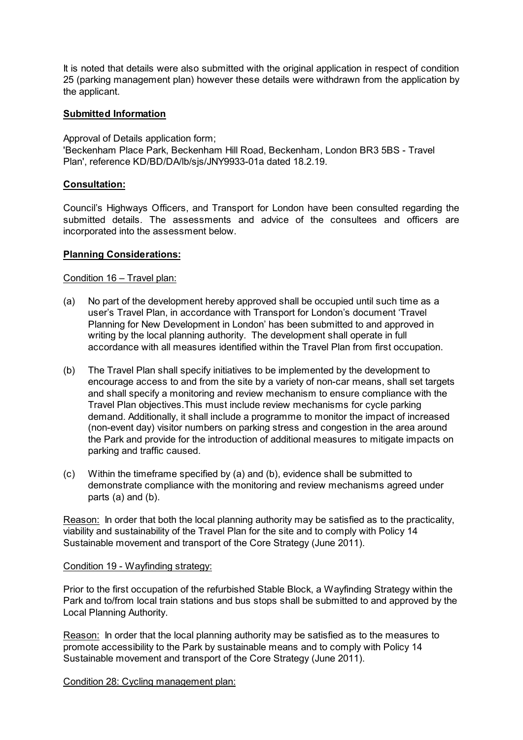It is noted that details were also submitted with the original application in respect of condition 25 (parking management plan) however these details were withdrawn from the application by the applicant.

**<u>Submitted Information</u>**

Approval of Details application form;
'Beckenham Place Park, Beckenham Hill Road, Beckenham, London BR3 5BS - Travel Plan', reference KD/BD/DA/lb/sjs/JNY9933-01a dated 18.2.19.

**<u>Consultation:</u>**

Council's Highways Officers, and Transport for London have been consulted regarding the submitted details. The assessments and advice of the consultees and officers are incorporated into the assessment below.

**<u>Planning Considerations:</u>**

<u>Condition 16 – Travel plan:</u>

(a) No part of the development hereby approved shall be occupied until such time as a user's Travel Plan, in accordance with Transport for London's document 'Travel Planning for New Development in London' has been submitted to and approved in writing by the local planning authority. The development shall operate in full accordance with all measures identified within the Travel Plan from first occupation.

(b) The Travel Plan shall specify initiatives to be implemented by the development to encourage access to and from the site by a variety of non-car means, shall set targets and shall specify a monitoring and review mechanism to ensure compliance with the Travel Plan objectives.This must include review mechanisms for cycle parking demand. Additionally, it shall include a programme to monitor the impact of increased (non-event day) visitor numbers on parking stress and congestion in the area around the Park and provide for the introduction of additional measures to mitigate impacts on parking and traffic caused.

(c) Within the timeframe specified by (a) and (b), evidence shall be submitted to demonstrate compliance with the monitoring and review mechanisms agreed under parts (a) and (b).

<u>Reason:</u> In order that both the local planning authority may be satisfied as to the practicality, viability and sustainability of the Travel Plan for the site and to comply with Policy 14 Sustainable movement and transport of the Core Strategy (June 2011).

<u>Condition 19 - Wayfinding strategy:</u>

Prior to the first occupation of the refurbished Stable Block, a Wayfinding Strategy within the Park and to/from local train stations and bus stops shall be submitted to and approved by the Local Planning Authority.

<u>Reason:</u> In order that the local planning authority may be satisfied as to the measures to promote accessibility to the Park by sustainable means and to comply with Policy 14 Sustainable movement and transport of the Core Strategy (June 2011).

<u>Condition 28: Cycling management plan:</u>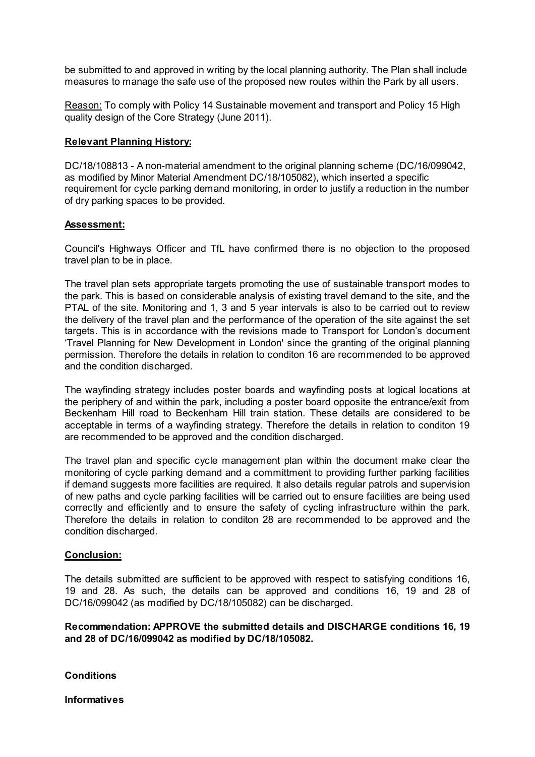be submitted to and approved in writing by the local planning authority. The Plan shall include measures to manage the safe use of the proposed new routes within the Park by all users.

Reason: To comply with Policy 14 Sustainable movement and transport and Policy 15 High quality design of the Core Strategy (June 2011).

**Relevant Planning History:**

DC/18/108813 - A non-material amendment to the original planning scheme (DC/16/099042, as modified by Minor Material Amendment DC/18/105082), which inserted a specific requirement for cycle parking demand monitoring, in order to justify a reduction in the number of dry parking spaces to be provided.

**Assessment:**

Council's Highways Officer and TfL have confirmed there is no objection to the proposed travel plan to be in place.

The travel plan sets appropriate targets promoting the use of sustainable transport modes to the park. This is based on considerable analysis of existing travel demand to the site, and the PTAL of the site. Monitoring and 1, 3 and 5 year intervals is also to be carried out to review the delivery of the travel plan and the performance of the operation of the site against the set targets. This is in accordance with the revisions made to Transport for London's document 'Travel Planning for New Development in London' since the granting of the original planning permission. Therefore the details in relation to conditon 16 are recommended to be approved and the condition discharged.

The wayfinding strategy includes poster boards and wayfinding posts at logical locations at the periphery of and within the park, including a poster board opposite the entrance/exit from Beckenham Hill road to Beckenham Hill train station. These details are considered to be acceptable in terms of a wayfinding strategy. Therefore the details in relation to conditon 19 are recommended to be approved and the condition discharged.

The travel plan and specific cycle management plan within the document make clear the monitoring of cycle parking demand and a committment to providing further parking facilities if demand suggests more facilities are required. It also details regular patrols and supervision of new paths and cycle parking facilities will be carried out to ensure facilities are being used correctly and efficiently and to ensure the safety of cycling infrastructure within the park. Therefore the details in relation to conditon 28 are recommended to be approved and the condition discharged.

**Conclusion:**

The details submitted are sufficient to be approved with respect to satisfying conditions 16, 19 and 28. As such, the details can be approved and conditions 16, 19 and 28 of DC/16/099042 (as modified by DC/18/105082) can be discharged.

**Recommendation: APPROVE the submitted details and DISCHARGE conditions 16, 19 and 28 of DC/16/099042 as modified by DC/18/105082.**

**Conditions**

**Informatives**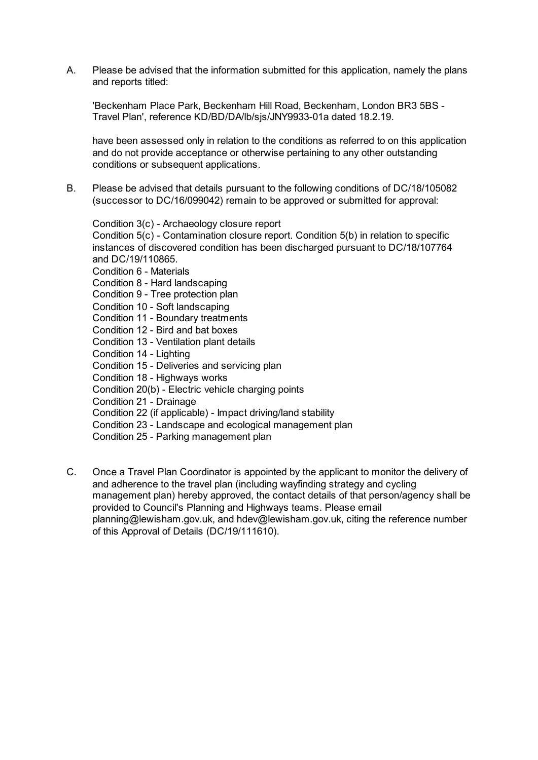A. Please be advised that the information submitted for this application, namely the plans and reports titled:

   'Beckenham Place Park, Beckenham Hill Road, Beckenham, London BR3 5BS - Travel Plan', reference KD/BD/DA/lb/sjs/JNY9933-01a dated 18.2.19.

   have been assessed only in relation to the conditions as referred to on this application and do not provide acceptance or otherwise pertaining to any other outstanding conditions or subsequent applications.

B. Please be advised that details pursuant to the following conditions of DC/18/105082 (successor to DC/16/099042) remain to be approved or submitted for approval:

   Condition 3(c) - Archaeology closure report
   Condition 5(c) - Contamination closure report. Condition 5(b) in relation to specific instances of discovered condition has been discharged pursuant to DC/18/107764 and DC/19/110865.
   Condition 6 - Materials
   Condition 8 - Hard landscaping
   Condition 9 - Tree protection plan
   Condition 10 - Soft landscaping
   Condition 11 - Boundary treatments
   Condition 12 - Bird and bat boxes
   Condition 13 - Ventilation plant details
   Condition 14 - Lighting
   Condition 15 - Deliveries and servicing plan
   Condition 18 - Highways works
   Condition 20(b) - Electric vehicle charging points
   Condition 21 - Drainage
   Condition 22 (if applicable) - Impact driving/land stability
   Condition 23 - Landscape and ecological management plan
   Condition 25 - Parking management plan

C. Once a Travel Plan Coordinator is appointed by the applicant to monitor the delivery of and adherence to the travel plan (including wayfinding strategy and cycling management plan) hereby approved, the contact details of that person/agency shall be provided to Council's Planning and Highways teams. Please email planning@lewisham.gov.uk, and hdev@lewisham.gov.uk, citing the reference number of this Approval of Details (DC/19/111610).